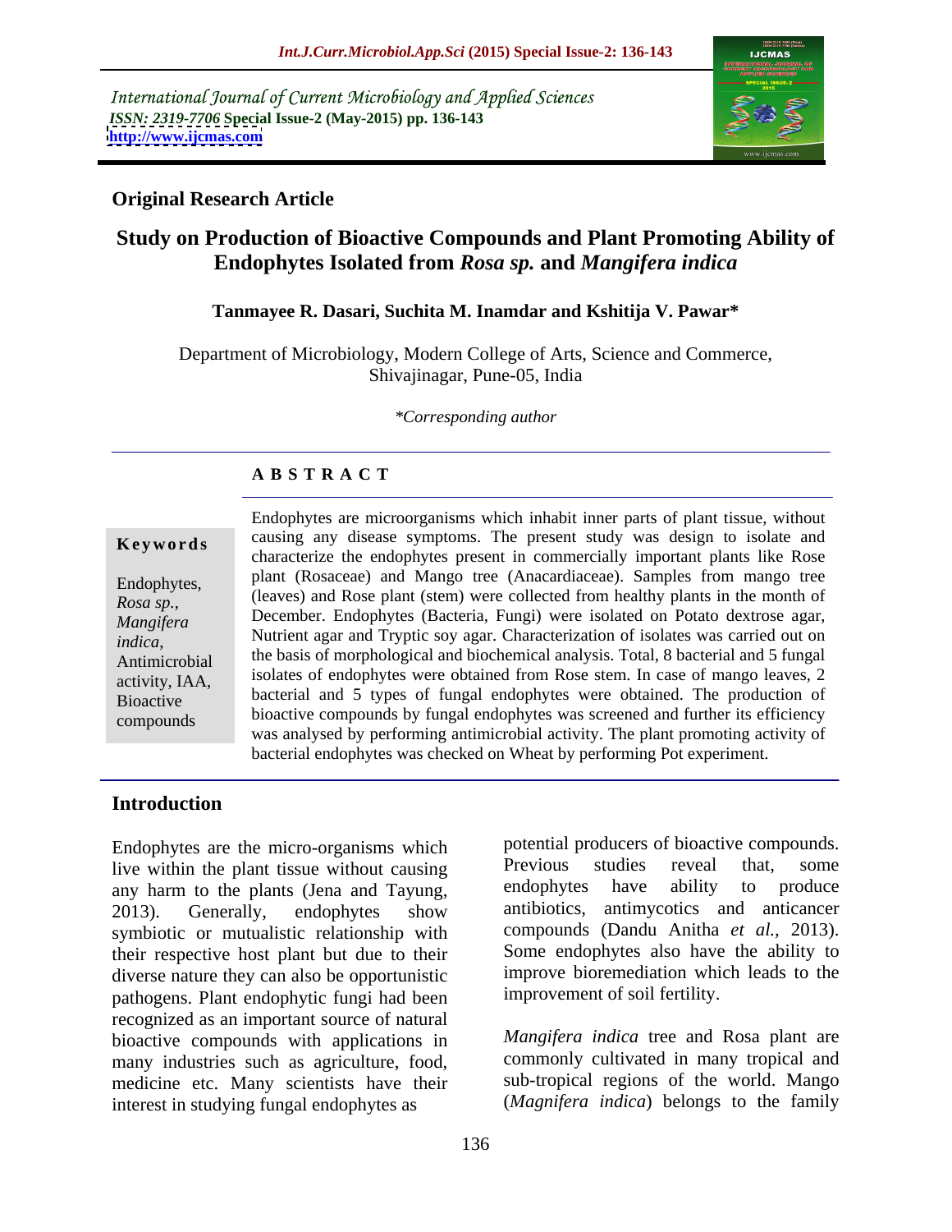International Journal of Current Microbiology and Applied Sciences
*ISSN: 2319-7706* **Special Issue-2 (May-2015) pp. 136-143**
**http://www.ijcmas.com**

**Original Research Article**

# Study on Production of Bioactive Compounds and Plant Promoting Ability of Endophytes Isolated from *Rosa sp.* and *Mangifera indica*

**Tanmayee R. Dasari, Suchita M. Inamdar and Kshitija V. Pawar***

Department of Microbiology, Modern College of Arts, Science and Commerce, Shivajinagar, Pune-05, India

*\*Corresponding author*

## A B S T R A C T

**Keywords**

Endophytes, *Rosa sp.*, *Mangifera indica*, Antimicrobial activity, IAA, Bioactive compounds

Endophytes are microorganisms which inhabit inner parts of plant tissue, without causing any disease symptoms. The present study was design to isolate and characterize the endophytes present in commercially important plants like Rose plant (Rosaceae) and Mango tree (Anacardiaceae). Samples from mango tree (leaves) and Rose plant (stem) were collected from healthy plants in the month of December. Endophytes (Bacteria, Fungi) were isolated on Potato dextrose agar, Nutrient agar and Tryptic soy agar. Characterization of isolates was carried out on the basis of morphological and biochemical analysis. Total, 8 bacterial and 5 fungal isolates of endophytes were obtained from Rose stem. In case of mango leaves, 2 bacterial and 5 types of fungal endophytes were obtained. The production of bioactive compounds by fungal endophytes was screened and further its efficiency was analysed by performing antimicrobial activity. The plant promoting activity of bacterial endophytes was checked on Wheat by performing Pot experiment.

## Introduction

Endophytes are the micro-organisms which live within the plant tissue without causing any harm to the plants (Jena and Tayung, 2013). Generally, endophytes show symbiotic or mutualistic relationship with their respective host plant but due to their diverse nature they can also be opportunistic pathogens. Plant endophytic fungi had been recognized as an important source of natural bioactive compounds with applications in many industries such as agriculture, food, medicine etc. Many scientists have their interest in studying fungal endophytes as potential producers of bioactive compounds. Previous studies reveal that, some endophytes have ability to produce antibiotics, antimycotics and anticancer compounds (Dandu Anitha *et al.*, 2013). Some endophytes also have the ability to improve bioremediation which leads to the improvement of soil fertility.

*Mangifera indica* tree and Rosa plant are commonly cultivated in many tropical and sub-tropical regions of the world. Mango (*Magnifera indica*) belongs to the family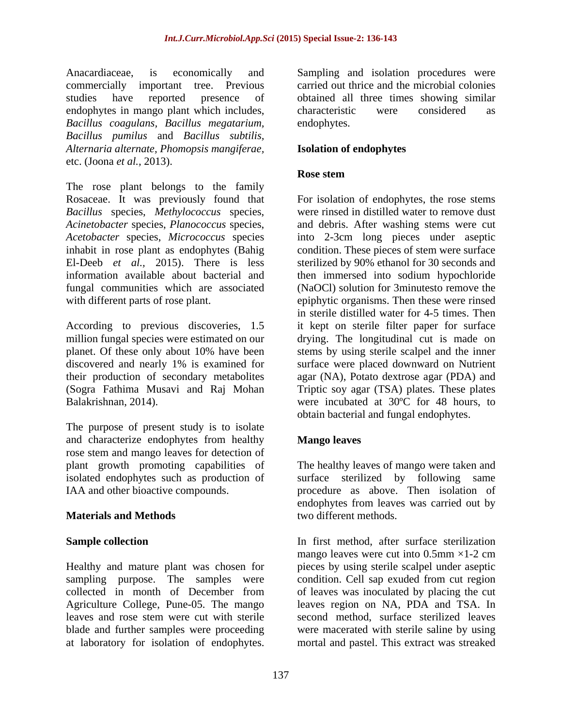Anacardiaceae, is economically and commercially important tree. Previous studies have reported presence of endophytes in mango plant which includes, *Bacillus coagulans*, *Bacillus megatarium*, *Bacillus pumilus* and *Bacillus subtilis*, *Alternaria alternate*, *Phomopsis mangiferae*, etc. (Joona *et al.*, 2013).

The rose plant belongs to the family Rosaceae. It was previously found that *Bacillus* species, *Methylococcus* species, *Acinetobacter* species, *Planococcus* species, *Acetobacter* species, *Micrococcus* species inhabit in rose plant as endophytes (Bahig El-Deeb *et al.*, 2015). There is less information available about bacterial and fungal communities which are associated with different parts of rose plant.

According to previous discoveries, 1.5 million fungal species were estimated on our planet. Of these only about 10% have been discovered and nearly 1% is examined for their production of secondary metabolites (Sogra Fathima Musavi and Raj Mohan Balakrishnan, 2014).

The purpose of present study is to isolate and characterize endophytes from healthy rose stem and mango leaves for detection of plant growth promoting capabilities of isolated endophytes such as production of IAA and other bioactive compounds.

## Materials and Methods

### Sample collection

Healthy and mature plant was chosen for sampling purpose. The samples were collected in month of December from Agriculture College, Pune-05. The mango leaves and rose stem were cut with sterile blade and further samples were proceeding at laboratory for isolation of endophytes. Sampling and isolation procedures were carried out thrice and the microbial colonies obtained all three times showing similar characteristic were considered as endophytes.

### Isolation of endophytes

#### Rose stem

For isolation of endophytes, the rose stems were rinsed in distilled water to remove dust and debris. After washing stems were cut into 2-3cm long pieces under aseptic condition. These pieces of stem were surface sterilized by 90% ethanol for 30 seconds and then immersed into sodium hypochloride (NaOCl) solution for 3minutesto remove the epiphytic organisms. Then these were rinsed in sterile distilled water for 4-5 times. Then it kept on sterile filter paper for surface drying. The longitudinal cut is made on stems by using sterile scalpel and the inner surface were placed downward on Nutrient agar (NA), Potato dextrose agar (PDA) and Triptic soy agar (TSA) plates. These plates were incubated at 30ºC for 48 hours, to obtain bacterial and fungal endophytes.

#### Mango leaves

The healthy leaves of mango were taken and surface sterilized by following same procedure as above. Then isolation of endophytes from leaves was carried out by two different methods.

In first method, after surface sterilization mango leaves were cut into 0.5mm ×1-2 cm pieces by using sterile scalpel under aseptic condition. Cell sap exuded from cut region of leaves was inoculated by placing the cut leaves region on NA, PDA and TSA. In second method, surface sterilized leaves were macerated with sterile saline by using mortal and pastel. This extract was streaked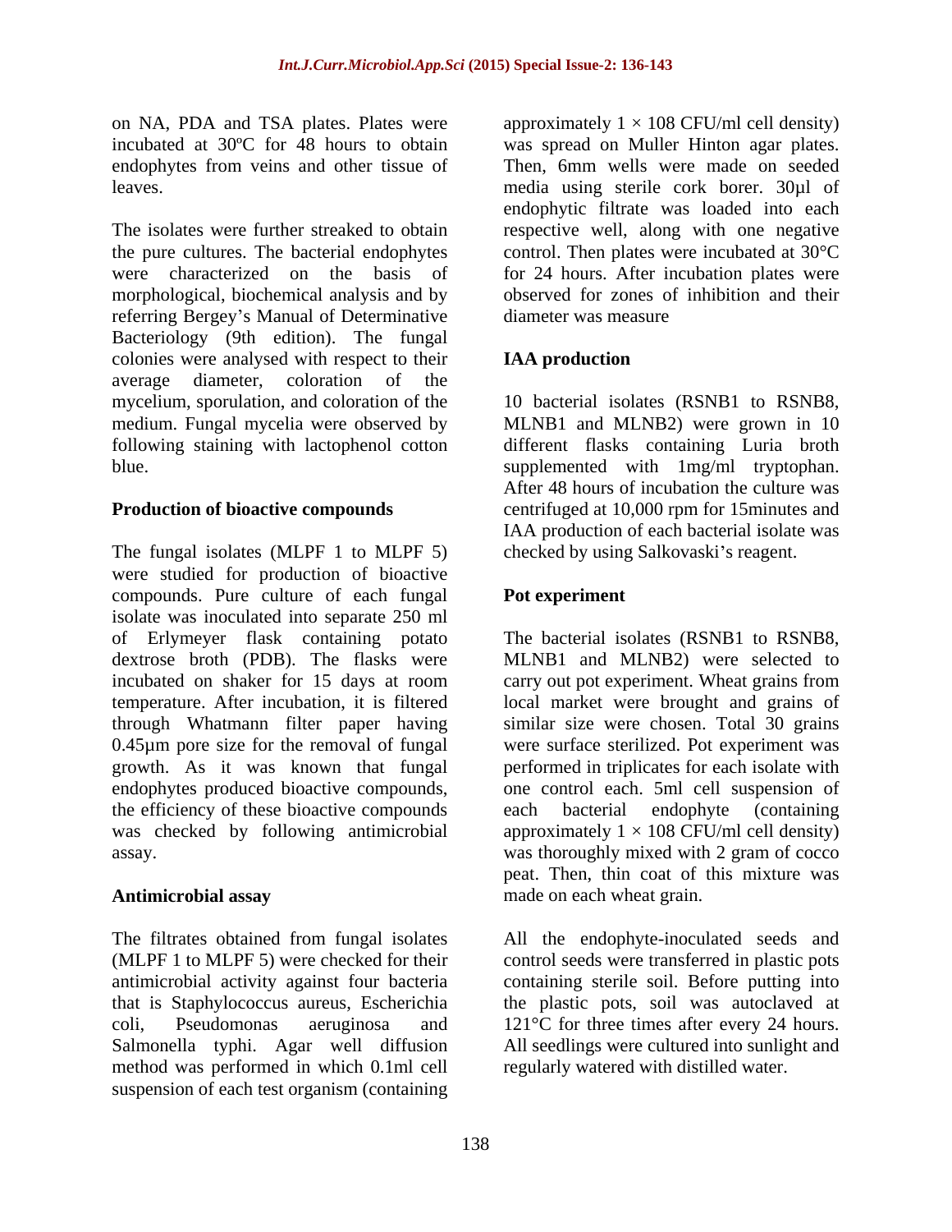on NA, PDA and TSA plates. Plates were incubated at 30ºC for 48 hours to obtain endophytes from veins and other tissue of leaves.

The isolates were further streaked to obtain the pure cultures. The bacterial endophytes were characterized on the basis of morphological, biochemical analysis and by referring Bergey's Manual of Determinative Bacteriology (9th edition). The fungal colonies were analysed with respect to their average diameter, coloration of the mycelium, sporulation, and coloration of the medium. Fungal mycelia were observed by following staining with lactophenol cotton blue.

**Production of bioactive compounds**

The fungal isolates (MLPF 1 to MLPF 5) were studied for production of bioactive compounds. Pure culture of each fungal isolate was inoculated into separate 250 ml of Erlymeyer flask containing potato dextrose broth (PDB). The flasks were incubated on shaker for 15 days at room temperature. After incubation, it is filtered through Whatmann filter paper having 0.45µm pore size for the removal of fungal growth. As it was known that fungal endophytes produced bioactive compounds, the efficiency of these bioactive compounds was checked by following antimicrobial assay.

**Antimicrobial assay**

The filtrates obtained from fungal isolates (MLPF 1 to MLPF 5) were checked for their antimicrobial activity against four bacteria that is Staphylococcus aureus, Escherichia coli, Pseudomonas aeruginosa and Salmonella typhi. Agar well diffusion method was performed in which 0.1ml cell suspension of each test organism (containing approximately $1 \times 108$ CFU/ml cell density) was spread on Muller Hinton agar plates. Then, 6mm wells were made on seeded media using sterile cork borer. 30µl of endophytic filtrate was loaded into each respective well, along with one negative control. Then plates were incubated at 30°C for 24 hours. After incubation plates were observed for zones of inhibition and their diameter was measure

**IAA production**

10 bacterial isolates (RSNB1 to RSNB8, MLNB1 and MLNB2) were grown in 10 different flasks containing Luria broth supplemented with 1mg/ml tryptophan. After 48 hours of incubation the culture was centrifuged at 10,000 rpm for 15minutes and IAA production of each bacterial isolate was checked by using Salkovaski's reagent.

**Pot experiment**

The bacterial isolates (RSNB1 to RSNB8, MLNB1 and MLNB2) were selected to carry out pot experiment. Wheat grains from local market were brought and grains of similar size were chosen. Total 30 grains were surface sterilized. Pot experiment was performed in triplicates for each isolate with one control each. 5ml cell suspension of each bacterial endophyte (containing approximately $1 \times 108$ CFU/ml cell density) was thoroughly mixed with 2 gram of cocco peat. Then, thin coat of this mixture was made on each wheat grain.

All the endophyte-inoculated seeds and control seeds were transferred in plastic pots containing sterile soil. Before putting into the plastic pots, soil was autoclaved at 121°C for three times after every 24 hours. All seedlings were cultured into sunlight and regularly watered with distilled water.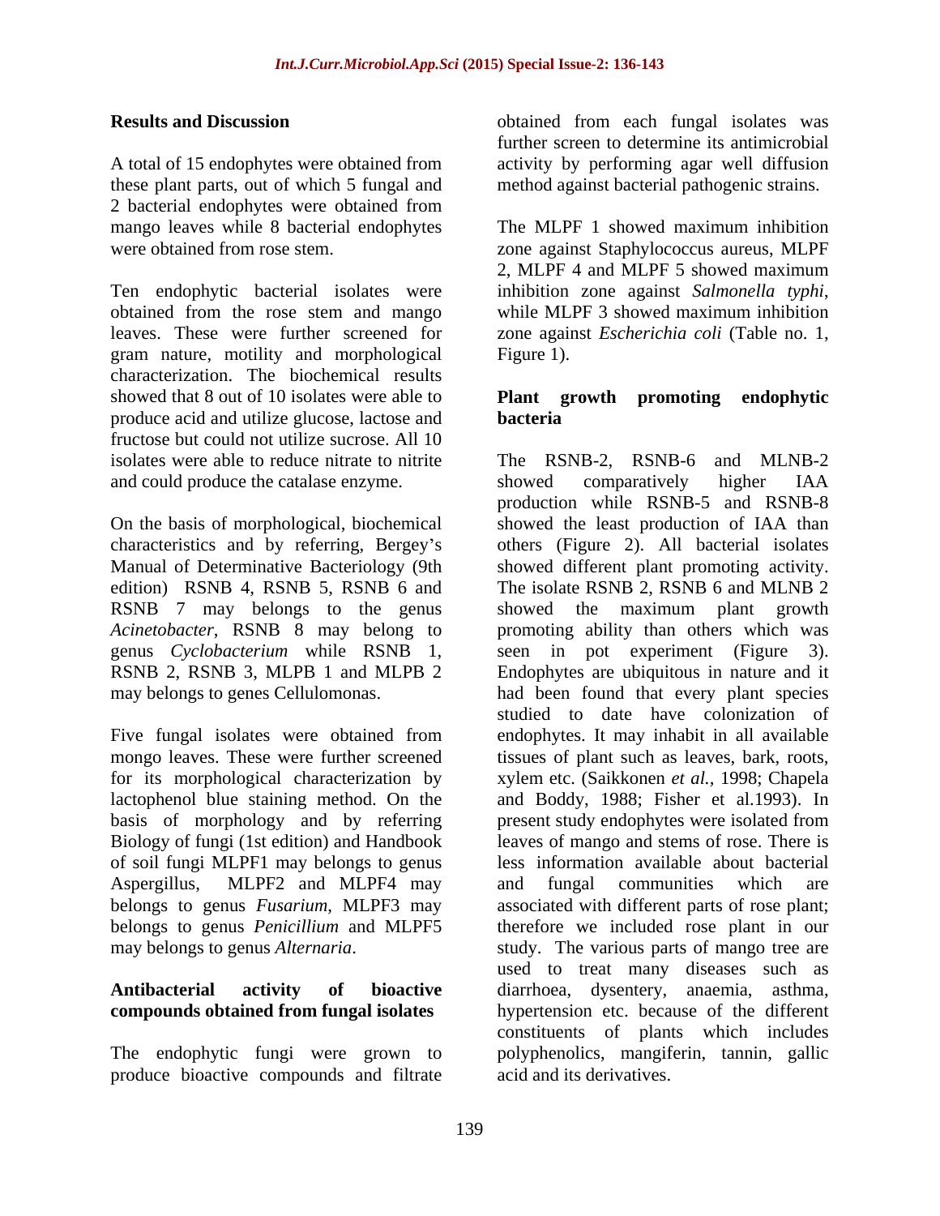## Results and Discussion

A total of 15 endophytes were obtained from these plant parts, out of which 5 fungal and 2 bacterial endophytes were obtained from mango leaves while 8 bacterial endophytes were obtained from rose stem.

Ten endophytic bacterial isolates were obtained from the rose stem and mango leaves. These were further screened for gram nature, motility and morphological characterization. The biochemical results showed that 8 out of 10 isolates were able to produce acid and utilize glucose, lactose and fructose but could not utilize sucrose. All 10 isolates were able to reduce nitrate to nitrite and could produce the catalase enzyme.

On the basis of morphological, biochemical characteristics and by referring, Bergey's Manual of Determinative Bacteriology (9th edition) RSNB 4, RSNB 5, RSNB 6 and RSNB 7 may belongs to the genus *Acinetobacter*, RSNB 8 may belong to genus *Cyclobacterium* while RSNB 1, RSNB 2, RSNB 3, MLPB 1 and MLPB 2 may belongs to genes Cellulomonas.

Five fungal isolates were obtained from mongo leaves. These were further screened for its morphological characterization by lactophenol blue staining method. On the basis of morphology and by referring Biology of fungi (1st edition) and Handbook of soil fungi MLPF1 may belongs to genus Aspergillus, MLPF2 and MLPF4 may belongs to genus *Fusarium*, MLPF3 may belongs to genus *Penicillium* and MLPF5 may belongs to genus *Alternaria*.

### Antibacterial activity of bioactive compounds obtained from fungal isolates

The endophytic fungi were grown to produce bioactive compounds and filtrate obtained from each fungal isolates was further screen to determine its antimicrobial activity by performing agar well diffusion method against bacterial pathogenic strains.

The MLPF 1 showed maximum inhibition zone against Staphylococcus aureus, MLPF 2, MLPF 4 and MLPF 5 showed maximum inhibition zone against *Salmonella typhi*, while MLPF 3 showed maximum inhibition zone against *Escherichia coli* (Table no. 1, Figure 1).

### Plant growth promoting endophytic bacteria

The RSNB-2, RSNB-6 and MLNB-2 showed comparatively higher IAA production while RSNB-5 and RSNB-8 showed the least production of IAA than others (Figure 2). All bacterial isolates showed different plant promoting activity. The isolate RSNB 2, RSNB 6 and MLNB 2 showed the maximum plant growth promoting ability than others which was seen in pot experiment (Figure 3). Endophytes are ubiquitous in nature and it had been found that every plant species studied to date have colonization of endophytes. It may inhabit in all available tissues of plant such as leaves, bark, roots, xylem etc. (Saikkonen *et al.*, 1998; Chapela and Boddy, 1988; Fisher et al.1993). In present study endophytes were isolated from leaves of mango and stems of rose. There is less information available about bacterial and fungal communities which are associated with different parts of rose plant; therefore we included rose plant in our study. The various parts of mango tree are used to treat many diseases such as diarrhoea, dysentery, anaemia, asthma, hypertension etc. because of the different constituents of plants which includes polyphenolics, mangiferin, tannin, gallic acid and its derivatives.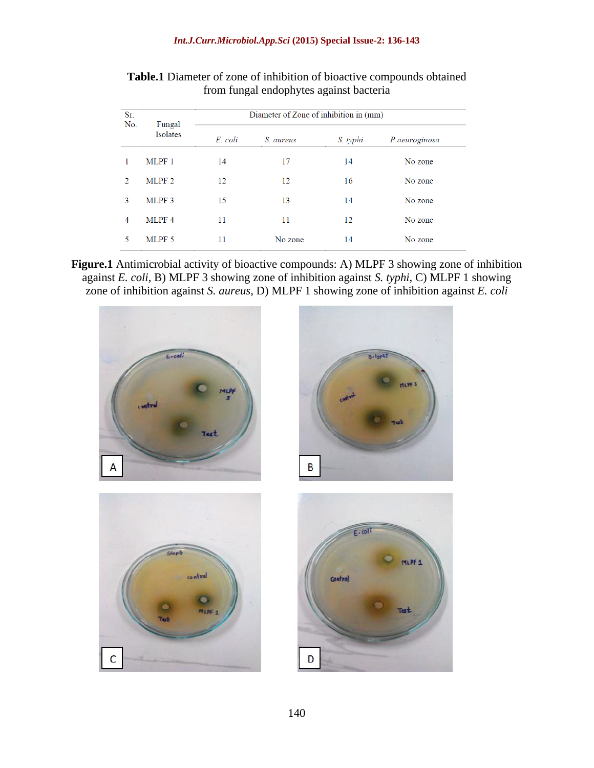**Table.1** Diameter of zone of inhibition of bioactive compounds obtained from fungal endophytes against bacteria

| Sr. No. | Fungal Isolates | Diameter of Zone of inhibition in (mm) | | | |
|---|---|---|---|---|---|
| | | *E. coli* | *S. aureus* | *S. typhi* | *P.aeuroginosa* |
| 1 | MLPF 1 | 14 | 17 | 14 | No zone |
| 2 | MLPF 2 | 12 | 12 | 16 | No zone |
| 3 | MLPF 3 | 15 | 13 | 14 | No zone |
| 4 | MLPF 4 | 11 | 11 | 12 | No zone |
| 5 | MLPF 5 | 11 | No zone | 14 | No zone |

**Figure.1** Antimicrobial activity of bioactive compounds: A) MLPF 3 showing zone of inhibition against *E. coli*, B) MLPF 3 showing zone of inhibition against *S. typhi*, C) MLPF 1 showing zone of inhibition against *S. aureus*, D) MLPF 1 showing zone of inhibition against *E. coli*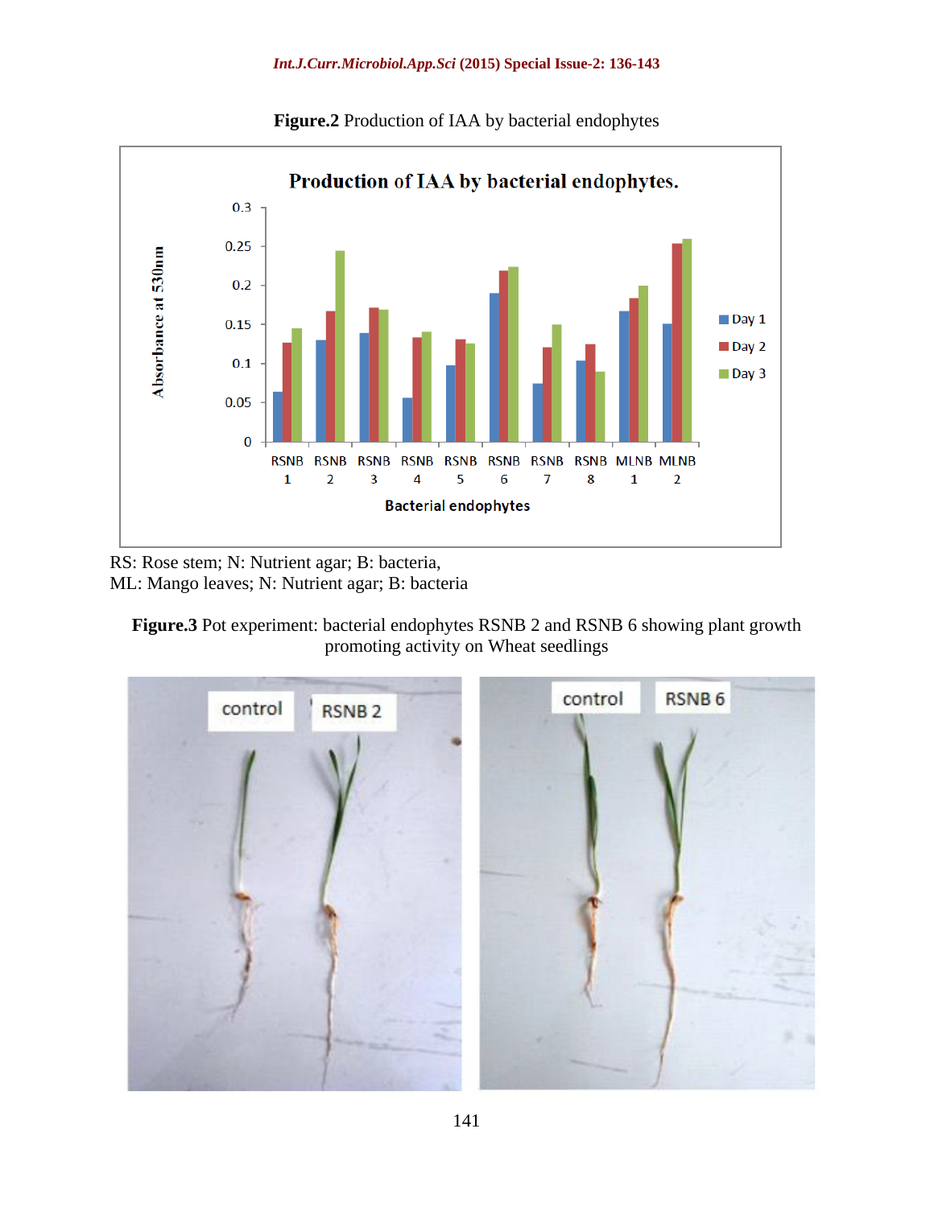**Figure.2** Production of IAA by bacterial endophytes

RS: Rose stem; N: Nutrient agar; B: bacteria,
ML: Mango leaves; N: Nutrient agar; B: bacteria

**Figure.3** Pot experiment: bacterial endophytes RSNB 2 and RSNB 6 showing plant growth promoting activity on Wheat seedlings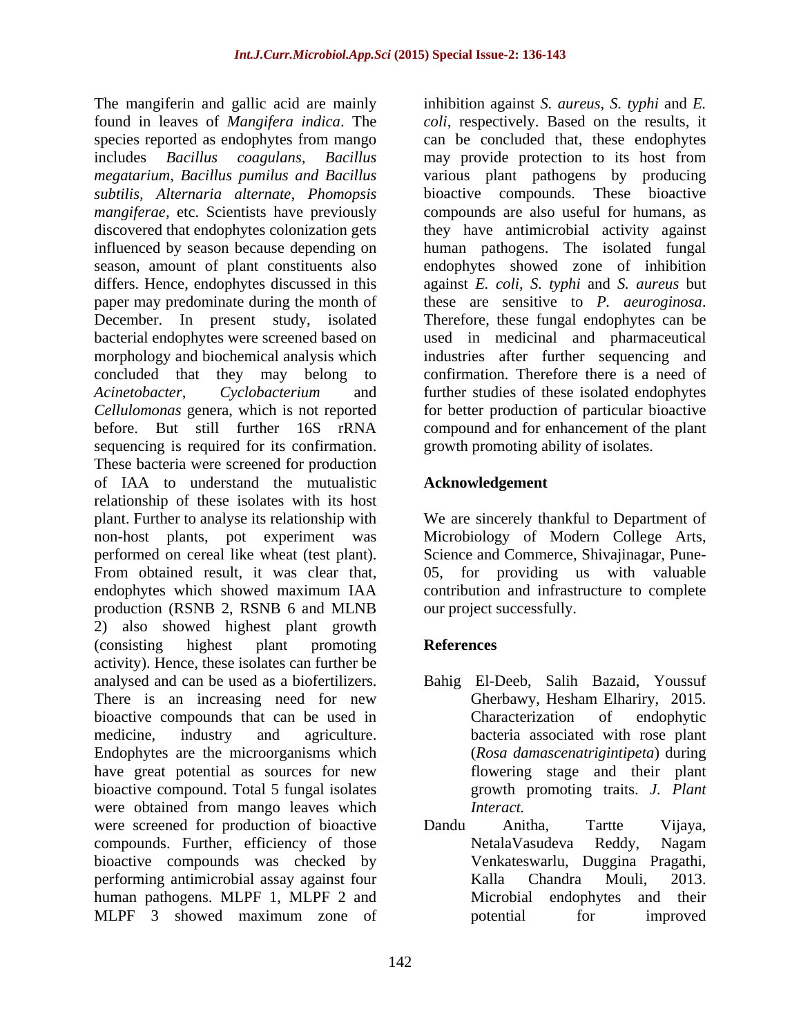The mangiferin and gallic acid are mainly found in leaves of *Mangifera indica*. The species reported as endophytes from mango includes *Bacillus coagulans*, *Bacillus megatarium, Bacillus pumilus and Bacillus subtilis, Alternaria alternate, Phomopsis mangiferae*, etc. Scientists have previously discovered that endophytes colonization gets influenced by season because depending on season, amount of plant constituents also differs. Hence, endophytes discussed in this paper may predominate during the month of December. In present study, isolated bacterial endophytes were screened based on morphology and biochemical analysis which concluded that they may belong to *Acinetobacter*, *Cyclobacterium* and *Cellulomonas* genera, which is not reported before. But still further 16S rRNA sequencing is required for its confirmation. These bacteria were screened for production of IAA to understand the mutualistic relationship of these isolates with its host plant. Further to analyse its relationship with non-host plants, pot experiment was performed on cereal like wheat (test plant). From obtained result, it was clear that, endophytes which showed maximum IAA production (RSNB 2, RSNB 6 and MLNB 2) also showed highest plant growth (consisting highest plant promoting activity). Hence, these isolates can further be analysed and can be used as a biofertilizers. There is an increasing need for new bioactive compounds that can be used in medicine, industry and agriculture. Endophytes are the microorganisms which have great potential as sources for new bioactive compound. Total 5 fungal isolates were obtained from mango leaves which were screened for production of bioactive compounds. Further, efficiency of those bioactive compounds was checked by performing antimicrobial assay against four human pathogens. MLPF 1, MLPF 2 and MLPF 3 showed maximum zone of inhibition against *S. aureus*, *S. typhi* and *E. coli*, respectively. Based on the results, it can be concluded that, these endophytes may provide protection to its host from various plant pathogens by producing bioactive compounds. These bioactive compounds are also useful for humans, as they have antimicrobial activity against human pathogens. The isolated fungal endophytes showed zone of inhibition against *E. coli*, *S. typhi* and *S. aureus* but these are sensitive to *P. aeuroginosa*. Therefore, these fungal endophytes can be used in medicinal and pharmaceutical industries after further sequencing and confirmation. Therefore there is a need of further studies of these isolated endophytes for better production of particular bioactive compound and for enhancement of the plant growth promoting ability of isolates.

## Acknowledgement

We are sincerely thankful to Department of Microbiology of Modern College Arts, Science and Commerce, Shivajinagar, Pune-05, for providing us with valuable contribution and infrastructure to complete our project successfully.

## References

Bahig El-Deeb, Salih Bazaid, Youssuf Gherbawy, Hesham Elhariry, 2015. Characterization of endophytic bacteria associated with rose plant (*Rosa damascenatrigintipeta*) during flowering stage and their plant growth promoting traits. *J. Plant Interact.*

Dandu Anitha, Tartte Vijaya, NetalaVasudeva Reddy, Nagam Venkateswarlu, Duggina Pragathi, Kalla Chandra Mouli, 2013. Microbial endophytes and their potential for improved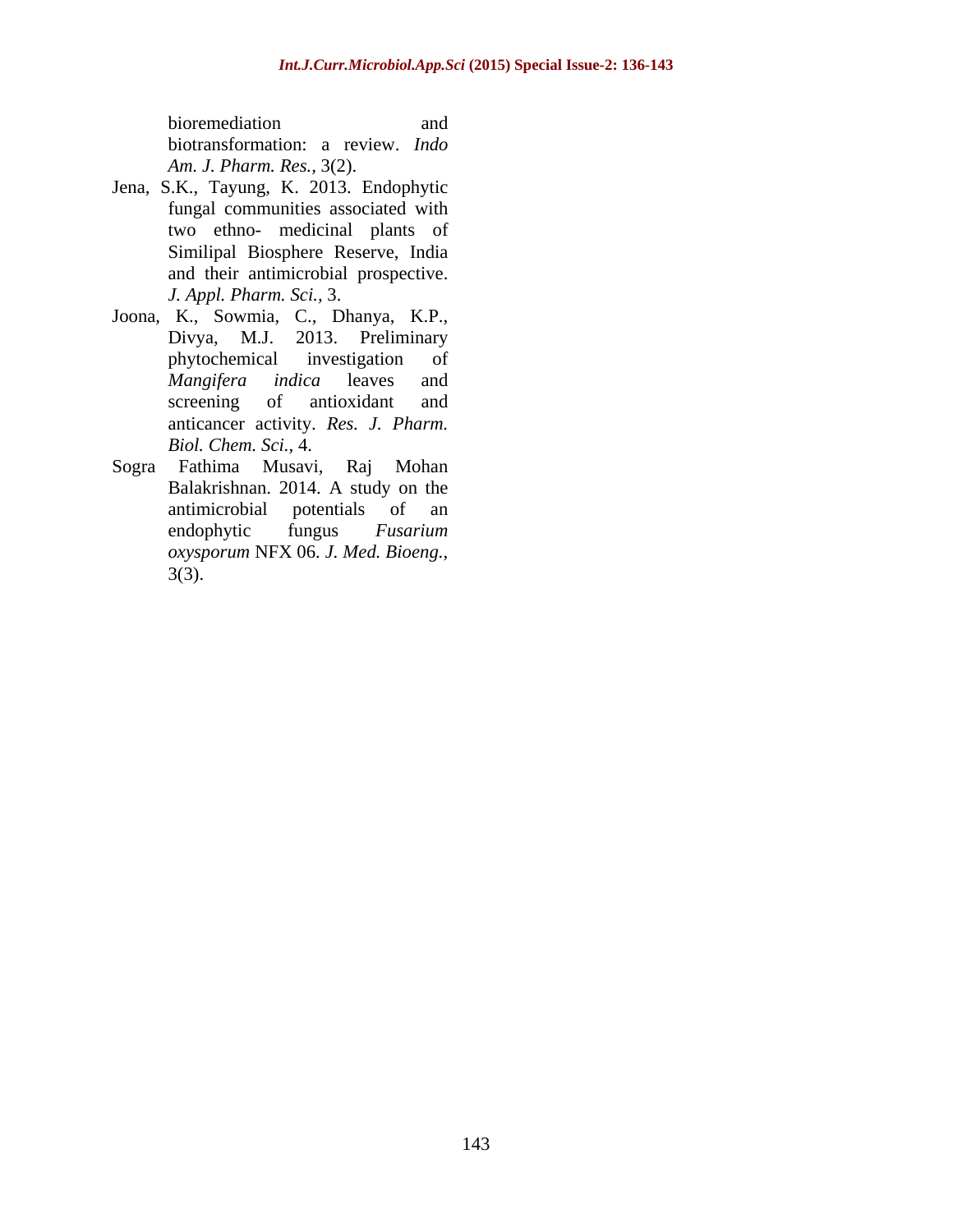bioremediation and biotransformation: a review. *Indo Am. J. Pharm. Res.*, 3(2).

Jena, S.K., Tayung, K. 2013. Endophytic fungal communities associated with two ethno- medicinal plants of Similipal Biosphere Reserve, India and their antimicrobial prospective. *J. Appl. Pharm. Sci.*, 3.

Joona, K., Sowmia, C., Dhanya, K.P., Divya, M.J. 2013. Preliminary phytochemical investigation of *Mangifera indica* leaves and screening of antioxidant and anticancer activity. *Res. J. Pharm. Biol. Chem. Sci.*, 4.

Sogra Fathima Musavi, Raj Mohan Balakrishnan. 2014. A study on the antimicrobial potentials of an endophytic fungus *Fusarium oxysporum* NFX 06. *J. Med. Bioeng.*, 3(3).